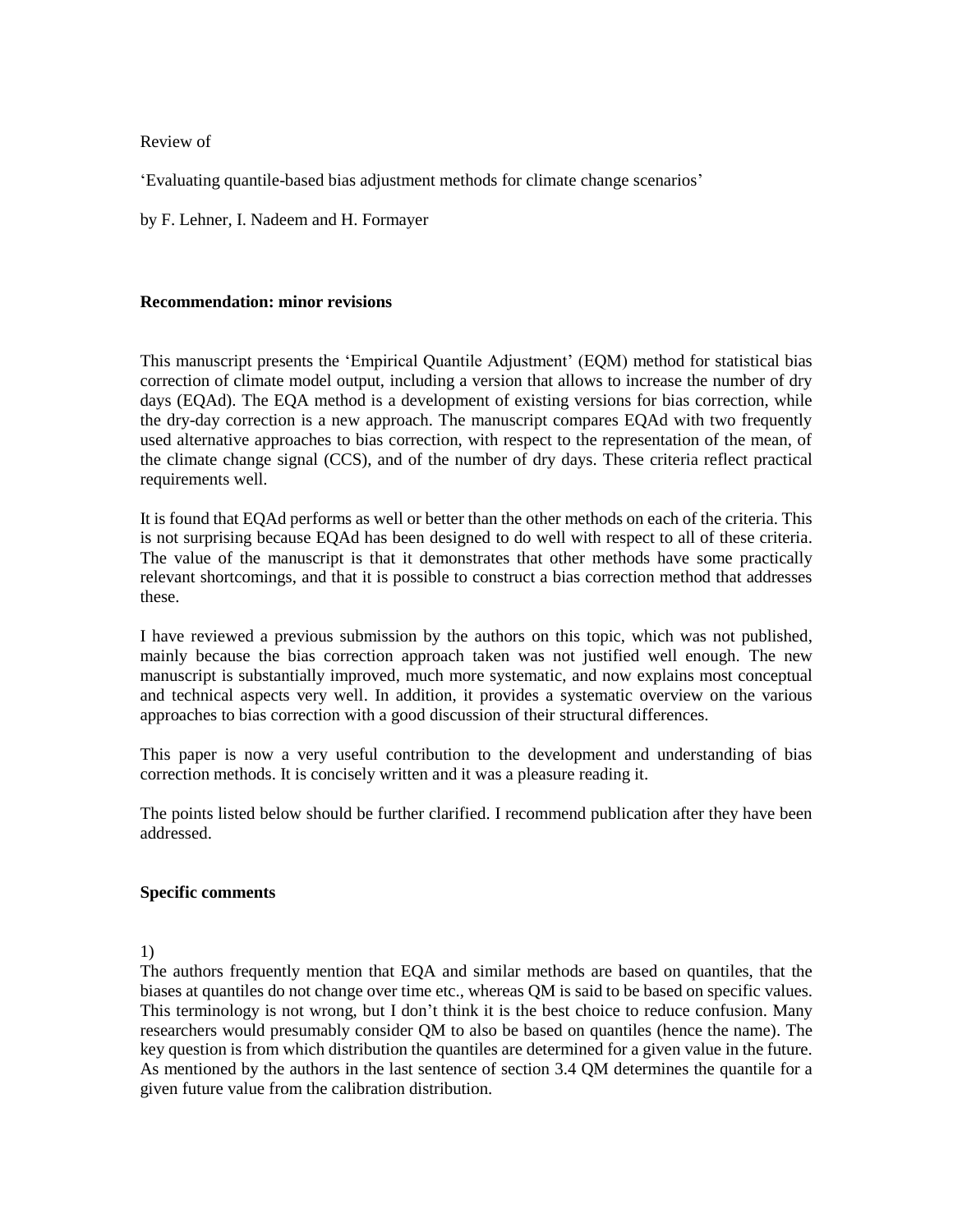Review of

‘Evaluating quantile-based bias adjustment methods for climate change scenarios’

by F. Lehner, I. Nadeem and H. Formayer

**Recommendation: minor revisions**

This manuscript presents the ‘Empirical Quantile Adjustment’ (EQM) method for statistical bias correction of climate model output, including a version that allows to increase the number of dry days (EQAd). The EQA method is a development of existing versions for bias correction, while the dry-day correction is a new approach. The manuscript compares EQAd with two frequently used alternative approaches to bias correction, with respect to the representation of the mean, of the climate change signal (CCS), and of the number of dry days. These criteria reflect practical requirements well.

It is found that EQAd performs as well or better than the other methods on each of the criteria. This is not surprising because EQAd has been designed to do well with respect to all of these criteria. The value of the manuscript is that it demonstrates that other methods have some practically relevant shortcomings, and that it is possible to construct a bias correction method that addresses these.

I have reviewed a previous submission by the authors on this topic, which was not published, mainly because the bias correction approach taken was not justified well enough. The new manuscript is substantially improved, much more systematic, and now explains most conceptual and technical aspects very well. In addition, it provides a systematic overview on the various approaches to bias correction with a good discussion of their structural differences.

This paper is now a very useful contribution to the development and understanding of bias correction methods. It is concisely written and it was a pleasure reading it.

The points listed below should be further clarified. I recommend publication after they have been addressed.

**Specific comments**

1)
The authors frequently mention that EQA and similar methods are based on quantiles, that the biases at quantiles do not change over time etc., whereas QM is said to be based on specific values. This terminology is not wrong, but I don’t think it is the best choice to reduce confusion. Many researchers would presumably consider QM to also be based on quantiles (hence the name). The key question is from which distribution the quantiles are determined for a given value in the future. As mentioned by the authors in the last sentence of section 3.4 QM determines the quantile for a given future value from the calibration distribution.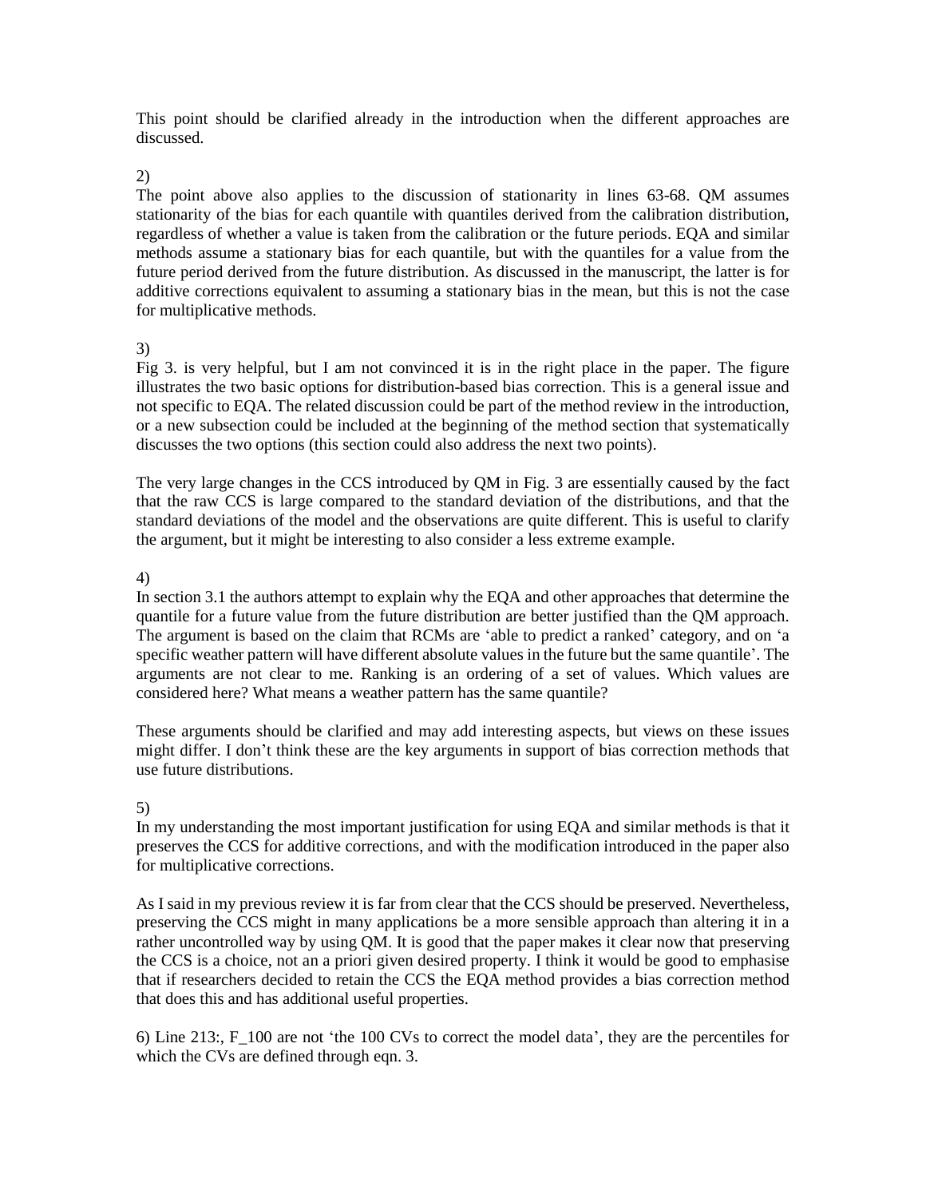This point should be clarified already in the introduction when the different approaches are discussed.

2)

The point above also applies to the discussion of stationarity in lines 63-68. QM assumes stationarity of the bias for each quantile with quantiles derived from the calibration distribution, regardless of whether a value is taken from the calibration or the future periods. EQA and similar methods assume a stationary bias for each quantile, but with the quantiles for a value from the future period derived from the future distribution. As discussed in the manuscript, the latter is for additive corrections equivalent to assuming a stationary bias in the mean, but this is not the case for multiplicative methods.

3)

Fig 3. is very helpful, but I am not convinced it is in the right place in the paper. The figure illustrates the two basic options for distribution-based bias correction. This is a general issue and not specific to EQA. The related discussion could be part of the method review in the introduction, or a new subsection could be included at the beginning of the method section that systematically discusses the two options (this section could also address the next two points).

The very large changes in the CCS introduced by QM in Fig. 3 are essentially caused by the fact that the raw CCS is large compared to the standard deviation of the distributions, and that the standard deviations of the model and the observations are quite different. This is useful to clarify the argument, but it might be interesting to also consider a less extreme example.

4)

In section 3.1 the authors attempt to explain why the EQA and other approaches that determine the quantile for a future value from the future distribution are better justified than the QM approach. The argument is based on the claim that RCMs are 'able to predict a ranked' category, and on 'a specific weather pattern will have different absolute values in the future but the same quantile'. The arguments are not clear to me. Ranking is an ordering of a set of values. Which values are considered here? What means a weather pattern has the same quantile?

These arguments should be clarified and may add interesting aspects, but views on these issues might differ. I don't think these are the key arguments in support of bias correction methods that use future distributions.

5)

In my understanding the most important justification for using EQA and similar methods is that it preserves the CCS for additive corrections, and with the modification introduced in the paper also for multiplicative corrections.

As I said in my previous review it is far from clear that the CCS should be preserved. Nevertheless, preserving the CCS might in many applications be a more sensible approach than altering it in a rather uncontrolled way by using QM. It is good that the paper makes it clear now that preserving the CCS is a choice, not an a priori given desired property. I think it would be good to emphasise that if researchers decided to retain the CCS the EQA method provides a bias correction method that does this and has additional useful properties.

6) Line 213:, $F_{100}$ are not 'the 100 CVs to correct the model data', they are the percentiles for which the CVs are defined through eqn. 3.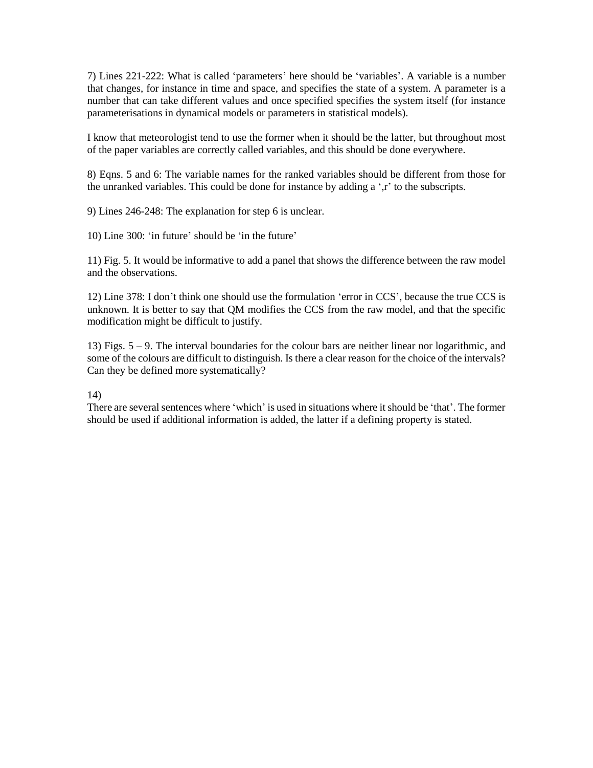7) Lines 221-222: What is called 'parameters' here should be 'variables'. A variable is a number that changes, for instance in time and space, and specifies the state of a system. A parameter is a number that can take different values and once specified specifies the system itself (for instance parameterisations in dynamical models or parameters in statistical models).

I know that meteorologist tend to use the former when it should be the latter, but throughout most of the paper variables are correctly called variables, and this should be done everywhere.

8) Eqns. 5 and 6: The variable names for the ranked variables should be different from those for the unranked variables. This could be done for instance by adding a ',r' to the subscripts.

9) Lines 246-248: The explanation for step 6 is unclear.

10) Line 300: 'in future' should be 'in the future'

11) Fig. 5. It would be informative to add a panel that shows the difference between the raw model and the observations.

12) Line 378: I don't think one should use the formulation 'error in CCS', because the true CCS is unknown. It is better to say that QM modifies the CCS from the raw model, and that the specific modification might be difficult to justify.

13) Figs. 5 – 9. The interval boundaries for the colour bars are neither linear nor logarithmic, and some of the colours are difficult to distinguish. Is there a clear reason for the choice of the intervals? Can they be defined more systematically?

14)

There are several sentences where 'which' is used in situations where it should be 'that'. The former should be used if additional information is added, the latter if a defining property is stated.